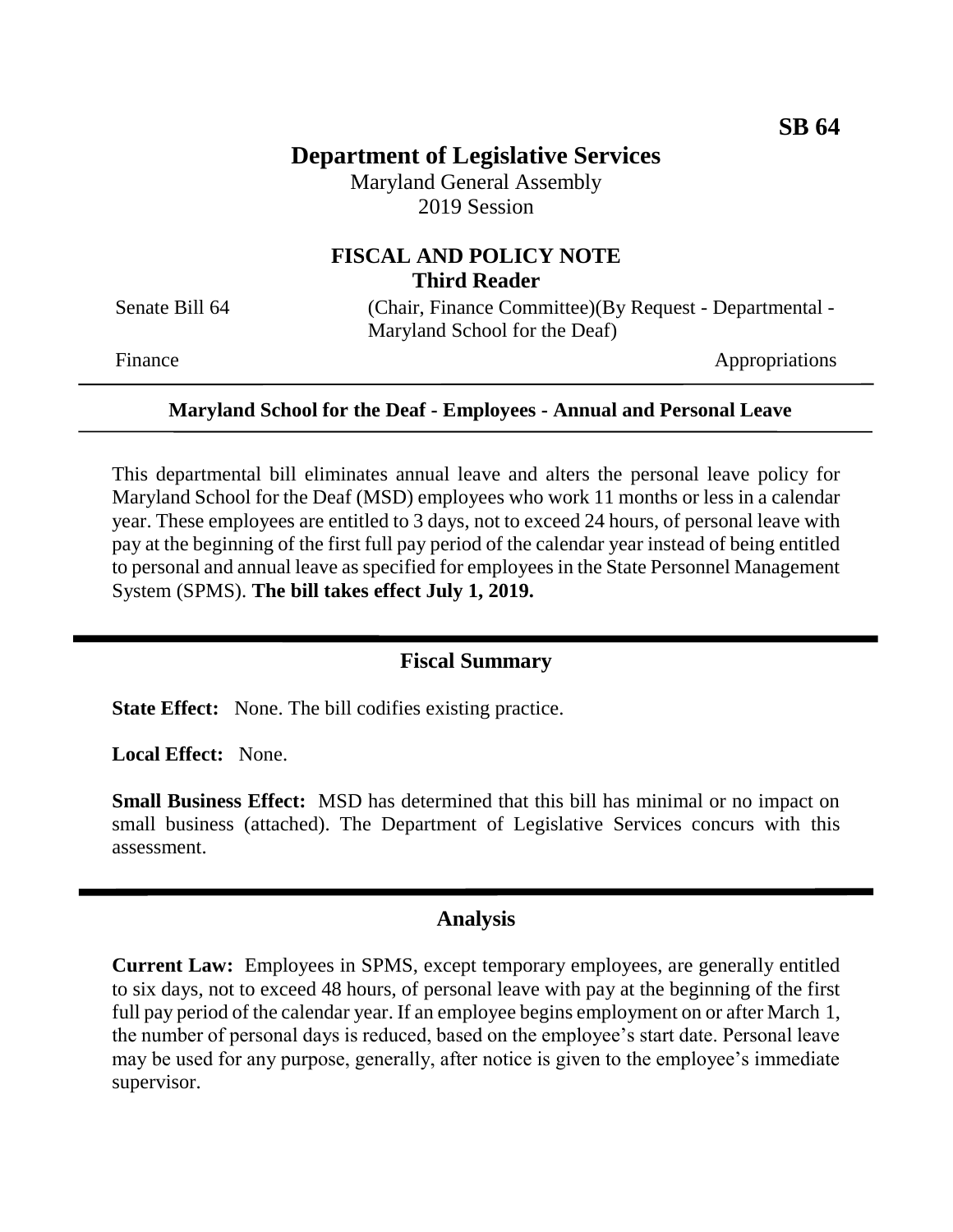**SB 64**

# Department of Legislative Services

Maryland General Assembly
2019 Session

## FISCAL AND POLICY NOTE
**Third Reader**

Senate Bill 64 (Chair, Finance Committee)(By Request - Departmental - Maryland School for the Deaf)

Finance Appropriations

---

**Maryland School for the Deaf - Employees - Annual and Personal Leave**

---

This departmental bill eliminates annual leave and alters the personal leave policy for Maryland School for the Deaf (MSD) employees who work 11 months or less in a calendar year. These employees are entitled to 3 days, not to exceed 24 hours, of personal leave with pay at the beginning of the first full pay period of the calendar year instead of being entitled to personal and annual leave as specified for employees in the State Personnel Management System (SPMS). **The bill takes effect July 1, 2019.**

## Fiscal Summary

**State Effect:** None. The bill codifies existing practice.

**Local Effect:** None.

**Small Business Effect:** MSD has determined that this bill has minimal or no impact on small business (attached). The Department of Legislative Services concurs with this assessment.

## Analysis

**Current Law:** Employees in SPMS, except temporary employees, are generally entitled to six days, not to exceed 48 hours, of personal leave with pay at the beginning of the first full pay period of the calendar year. If an employee begins employment on or after March 1, the number of personal days is reduced, based on the employee's start date. Personal leave may be used for any purpose, generally, after notice is given to the employee's immediate supervisor.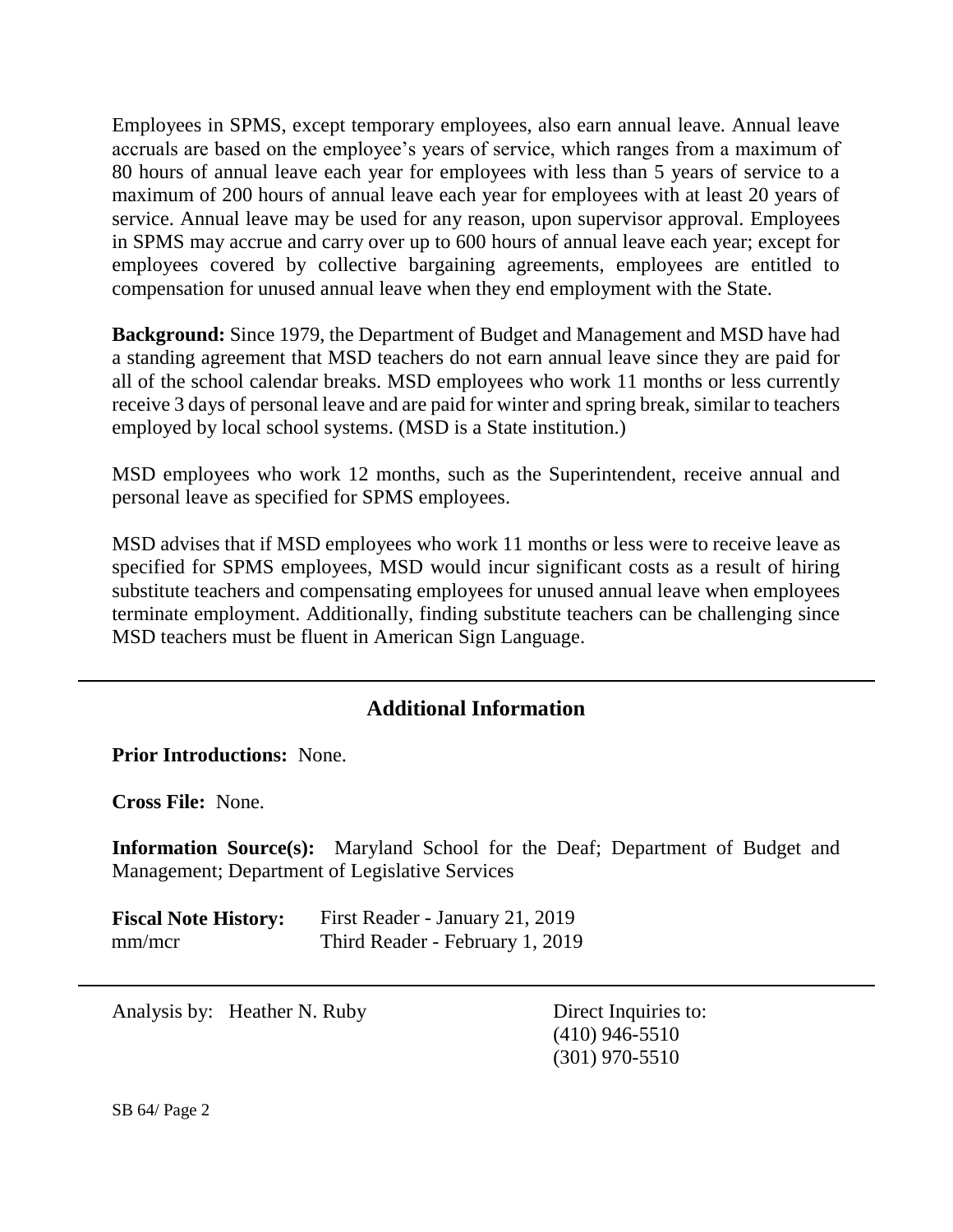Employees in SPMS, except temporary employees, also earn annual leave. Annual leave accruals are based on the employee's years of service, which ranges from a maximum of 80 hours of annual leave each year for employees with less than 5 years of service to a maximum of 200 hours of annual leave each year for employees with at least 20 years of service. Annual leave may be used for any reason, upon supervisor approval. Employees in SPMS may accrue and carry over up to 600 hours of annual leave each year; except for employees covered by collective bargaining agreements, employees are entitled to compensation for unused annual leave when they end employment with the State.

**Background:** Since 1979, the Department of Budget and Management and MSD have had a standing agreement that MSD teachers do not earn annual leave since they are paid for all of the school calendar breaks. MSD employees who work 11 months or less currently receive 3 days of personal leave and are paid for winter and spring break, similar to teachers employed by local school systems. (MSD is a State institution.)

MSD employees who work 12 months, such as the Superintendent, receive annual and personal leave as specified for SPMS employees.

MSD advises that if MSD employees who work 11 months or less were to receive leave as specified for SPMS employees, MSD would incur significant costs as a result of hiring substitute teachers and compensating employees for unused annual leave when employees terminate employment. Additionally, finding substitute teachers can be challenging since MSD teachers must be fluent in American Sign Language.

## Additional Information

**Prior Introductions:** None.

**Cross File:** None.

**Information Source(s):** Maryland School for the Deaf; Department of Budget and Management; Department of Legislative Services

**Fiscal Note History:** First Reader - January 21, 2019
mm/mcr Third Reader - February 1, 2019

Analysis by: Heather N. Ruby

Direct Inquiries to:
(410) 946-5510
(301) 970-5510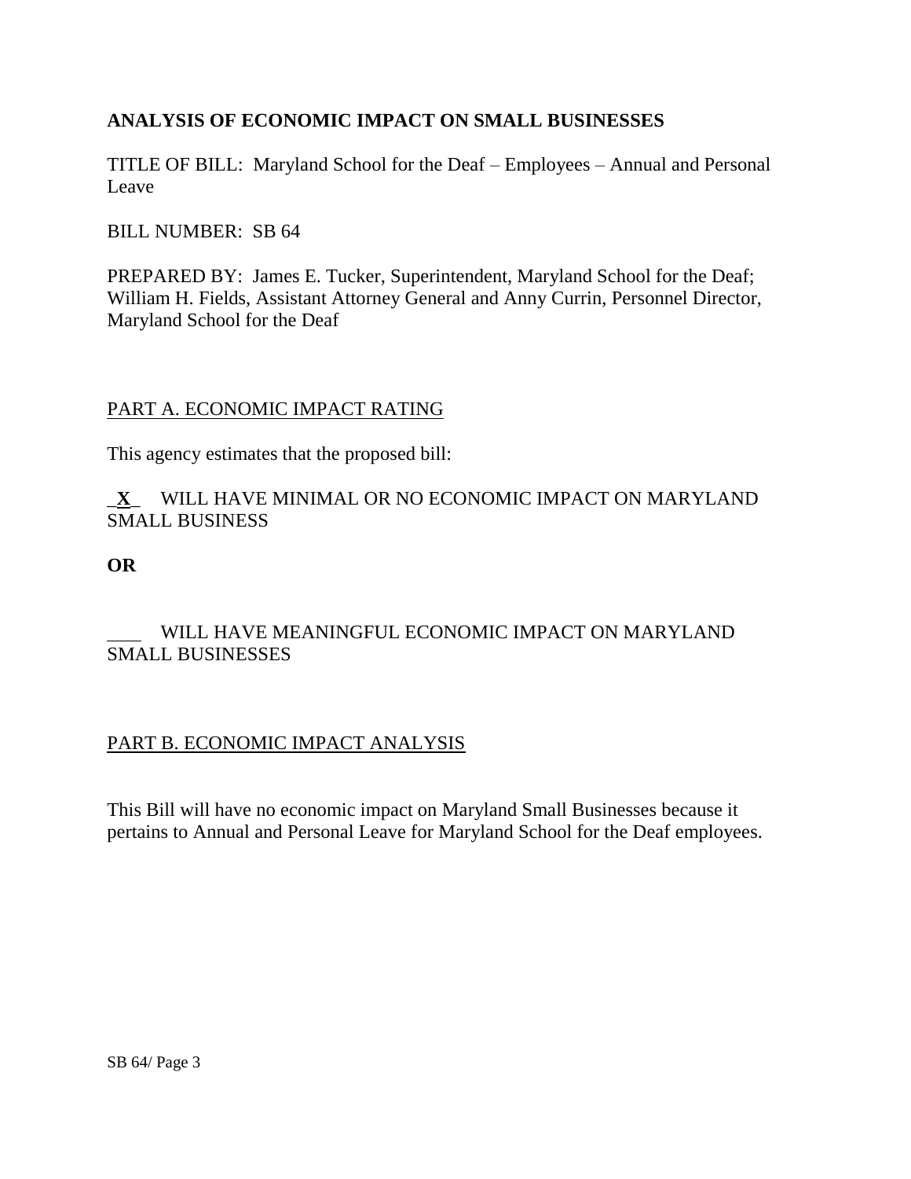**ANALYSIS OF ECONOMIC IMPACT ON SMALL BUSINESSES**

TITLE OF BILL: Maryland School for the Deaf – Employees – Annual and Personal Leave

BILL NUMBER: SB 64

PREPARED BY: James E. Tucker, Superintendent, Maryland School for the Deaf; William H. Fields, Assistant Attorney General and Anny Currin, Personnel Director, Maryland School for the Deaf

PART A. ECONOMIC IMPACT RATING

This agency estimates that the proposed bill:

_X_ WILL HAVE MINIMAL OR NO ECONOMIC IMPACT ON MARYLAND SMALL BUSINESS

**OR**

___ WILL HAVE MEANINGFUL ECONOMIC IMPACT ON MARYLAND SMALL BUSINESSES

PART B. ECONOMIC IMPACT ANALYSIS

This Bill will have no economic impact on Maryland Small Businesses because it pertains to Annual and Personal Leave for Maryland School for the Deaf employees.